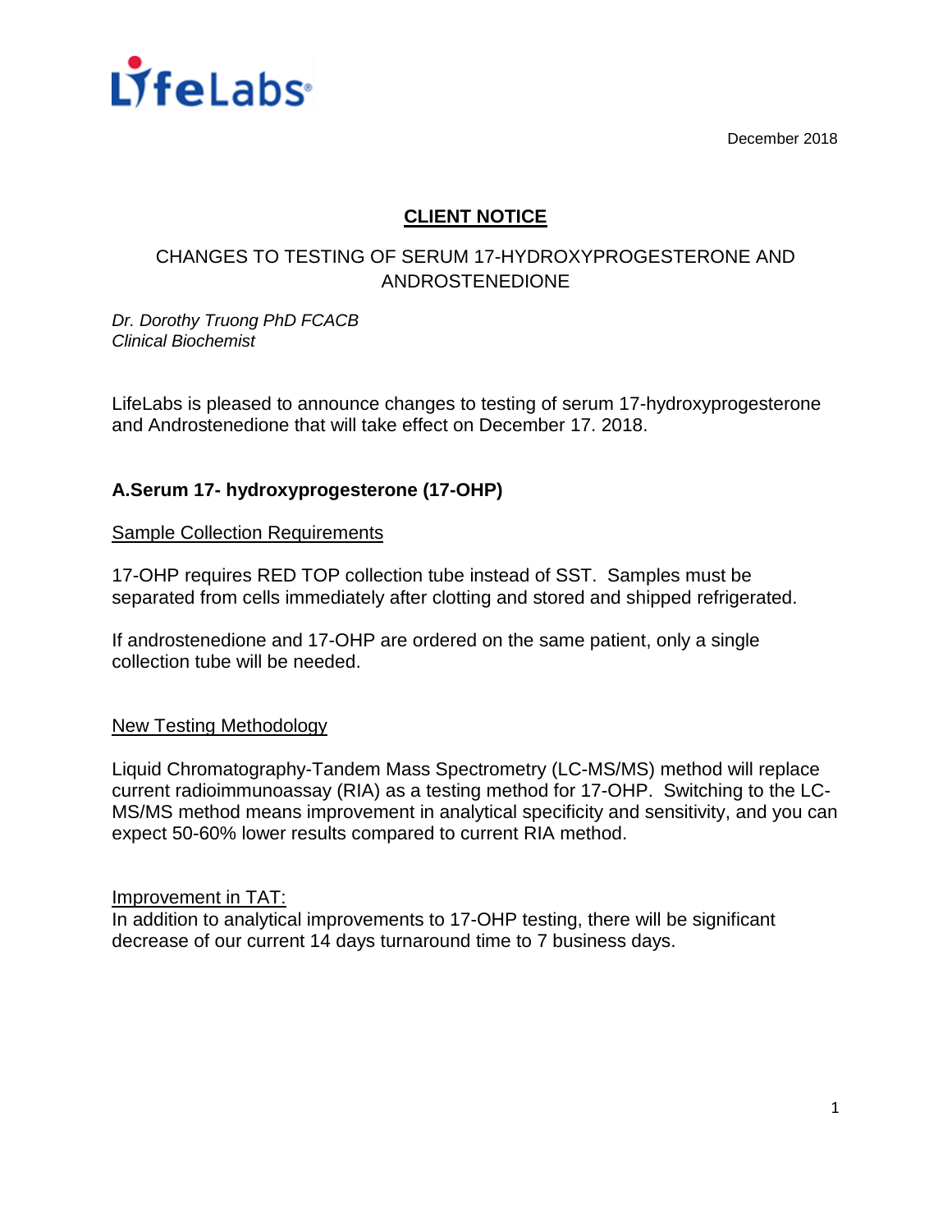LifeLabs

December 2018

# CLIENT NOTICE

## CHANGES TO TESTING OF SERUM 17-HYDROXYPROGESTERONE AND ANDROSTENEDIONE

*Dr. Dorothy Truong PhD FCACB*
*Clinical Biochemist*

LifeLabs is pleased to announce changes to testing of serum 17-hydroxyprogesterone and Androstenedione that will take effect on December 17. 2018.

### A.Serum 17- hydroxyprogesterone (17-OHP)

Sample Collection Requirements

17-OHP requires RED TOP collection tube instead of SST. Samples must be separated from cells immediately after clotting and stored and shipped refrigerated.

If androstenedione and 17-OHP are ordered on the same patient, only a single collection tube will be needed.

New Testing Methodology

Liquid Chromatography-Tandem Mass Spectrometry (LC-MS/MS) method will replace current radioimmunoassay (RIA) as a testing method for 17-OHP. Switching to the LC-MS/MS method means improvement in analytical specificity and sensitivity, and you can expect 50-60% lower results compared to current RIA method.

Improvement in TAT:
In addition to analytical improvements to 17-OHP testing, there will be significant decrease of our current 14 days turnaround time to 7 business days.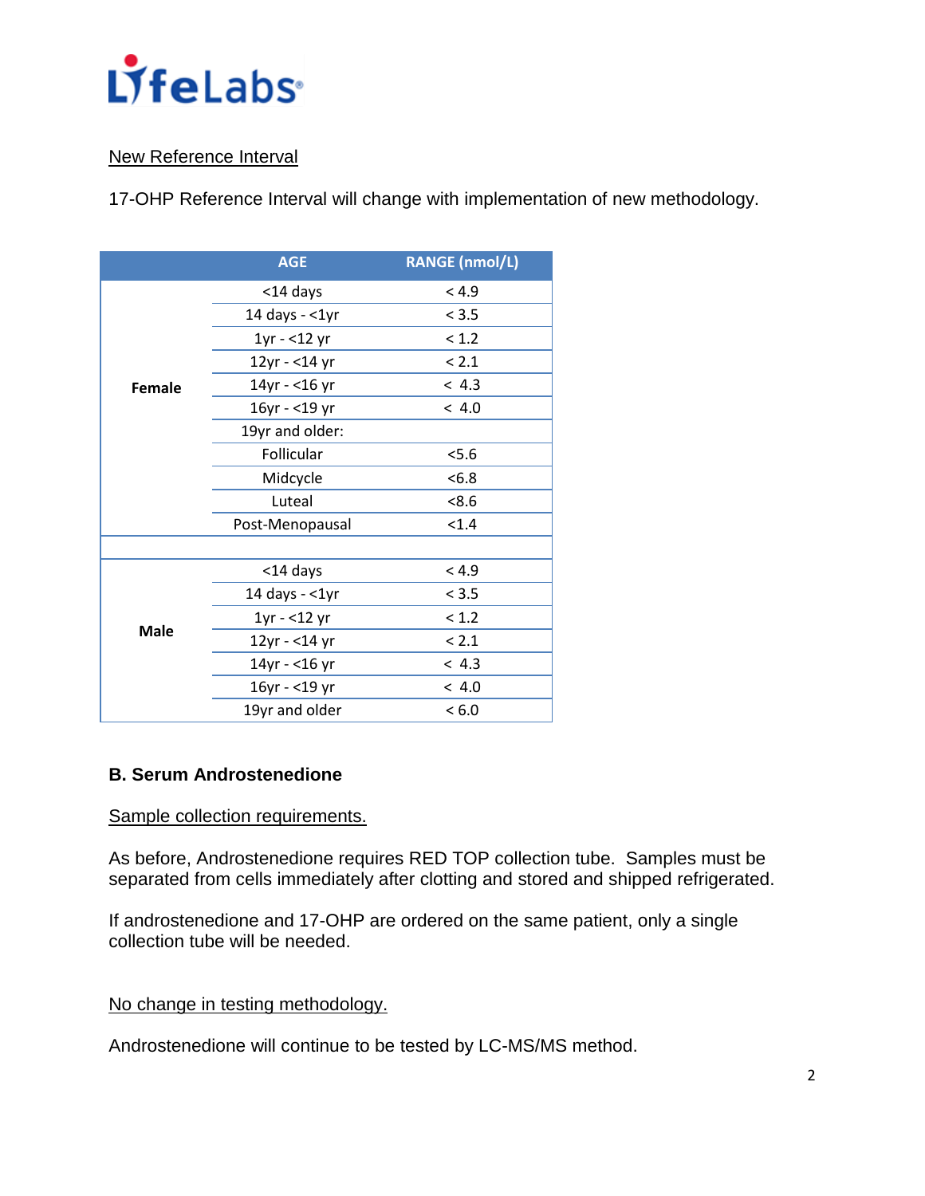LifeLabs

New Reference Interval

17-OHP Reference Interval will change with implementation of new methodology.

| | AGE | RANGE (nmol/L) |
|---|---|---|
| Female | <14 days | < 4.9 |
| | 14 days - <1yr | < 3.5 |
| | 1yr - <12 yr | < 1.2 |
| | 12yr - <14 yr | < 2.1 |
| | 14yr - <16 yr | < 4.3 |
| | 16yr - <19 yr | < 4.0 |
| | 19yr and older: | |
| | Follicular | <5.6 |
| | Midcycle | <6.8 |
| | Luteal | <8.6 |
| | Post-Menopausal | <1.4 |
| | | |
| Male | <14 days | < 4.9 |
| | 14 days - <1yr | < 3.5 |
| | 1yr - <12 yr | < 1.2 |
| | 12yr - <14 yr | < 2.1 |
| | 14yr - <16 yr | < 4.3 |
| | 16yr - <19 yr | < 4.0 |
| | 19yr and older | < 6.0 |

### B. Serum Androstenedione

Sample collection requirements.

As before, Androstenedione requires RED TOP collection tube. Samples must be separated from cells immediately after clotting and stored and shipped refrigerated.

If androstenedione and 17-OHP are ordered on the same patient, only a single collection tube will be needed.

No change in testing methodology.

Androstenedione will continue to be tested by LC-MS/MS method.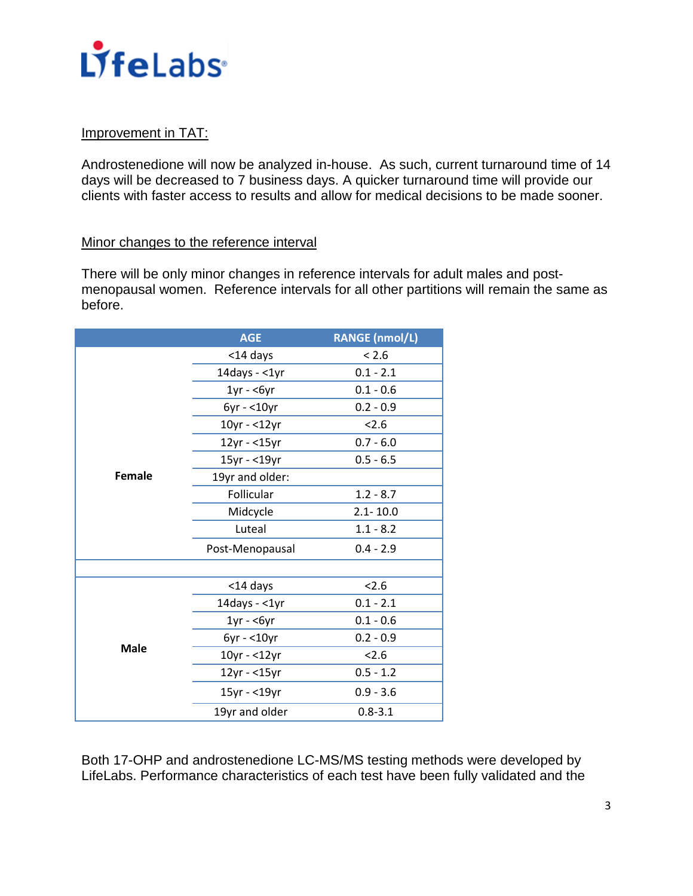LifeLabs

Improvement in TAT:

Androstenedione will now be analyzed in-house. As such, current turnaround time of 14 days will be decreased to 7 business days. A quicker turnaround time will provide our clients with faster access to results and allow for medical decisions to be made sooner.

Minor changes to the reference interval

There will be only minor changes in reference intervals for adult males and post-menopausal women. Reference intervals for all other partitions will remain the same as before.

| | AGE | RANGE (nmol/L) |
|---|---|---|
| **Female** | <14 days | < 2.6 |
| | 14days - <1yr | 0.1 - 2.1 |
| | 1yr - <6yr | 0.1 - 0.6 |
| | 6yr - <10yr | 0.2 - 0.9 |
| | 10yr - <12yr | <2.6 |
| | 12yr - <15yr | 0.7 - 6.0 |
| | 15yr - <19yr | 0.5 - 6.5 |
| | 19yr and older: | |
| | Follicular | 1.2 - 8.7 |
| | Midcycle | 2.1- 10.0 |
| | Luteal | 1.1 - 8.2 |
| | Post-Menopausal | 0.4 - 2.9 |
| | | |
| **Male** | <14 days | <2.6 |
| | 14days - <1yr | 0.1 - 2.1 |
| | 1yr - <6yr | 0.1 - 0.6 |
| | 6yr - <10yr | 0.2 - 0.9 |
| | 10yr - <12yr | <2.6 |
| | 12yr - <15yr | 0.5 - 1.2 |
| | 15yr - <19yr | 0.9 - 3.6 |
| | 19yr and older | 0.8-3.1 |

Both 17-OHP and androstenedione LC-MS/MS testing methods were developed by LifeLabs. Performance characteristics of each test have been fully validated and the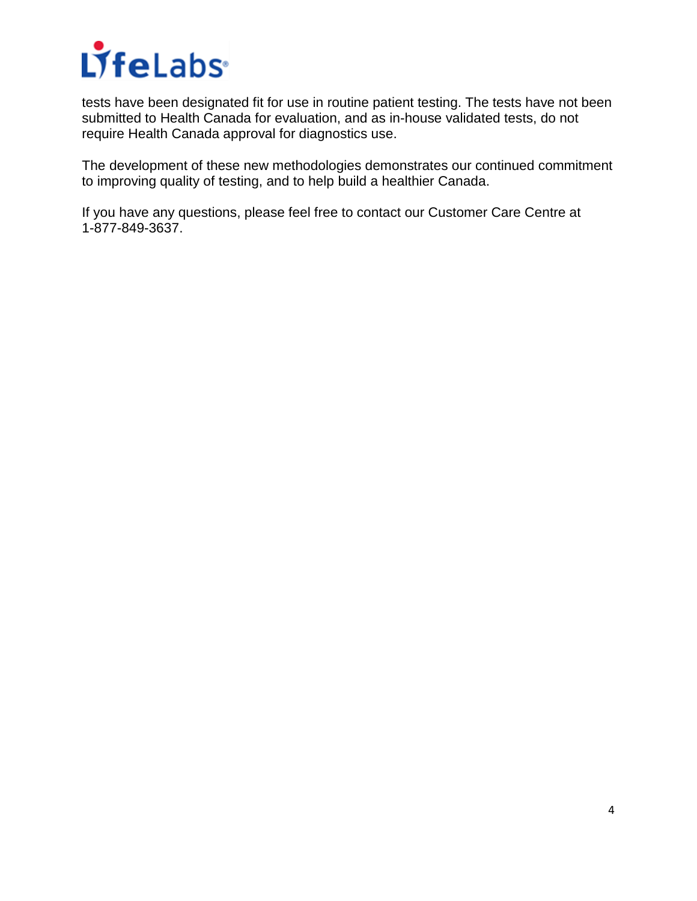tests have been designated fit for use in routine patient testing. The tests have not been submitted to Health Canada for evaluation, and as in-house validated tests, do not require Health Canada approval for diagnostics use.

The development of these new methodologies demonstrates our continued commitment to improving quality of testing, and to help build a healthier Canada.

If you have any questions, please feel free to contact our Customer Care Centre at 1-877-849-3637.